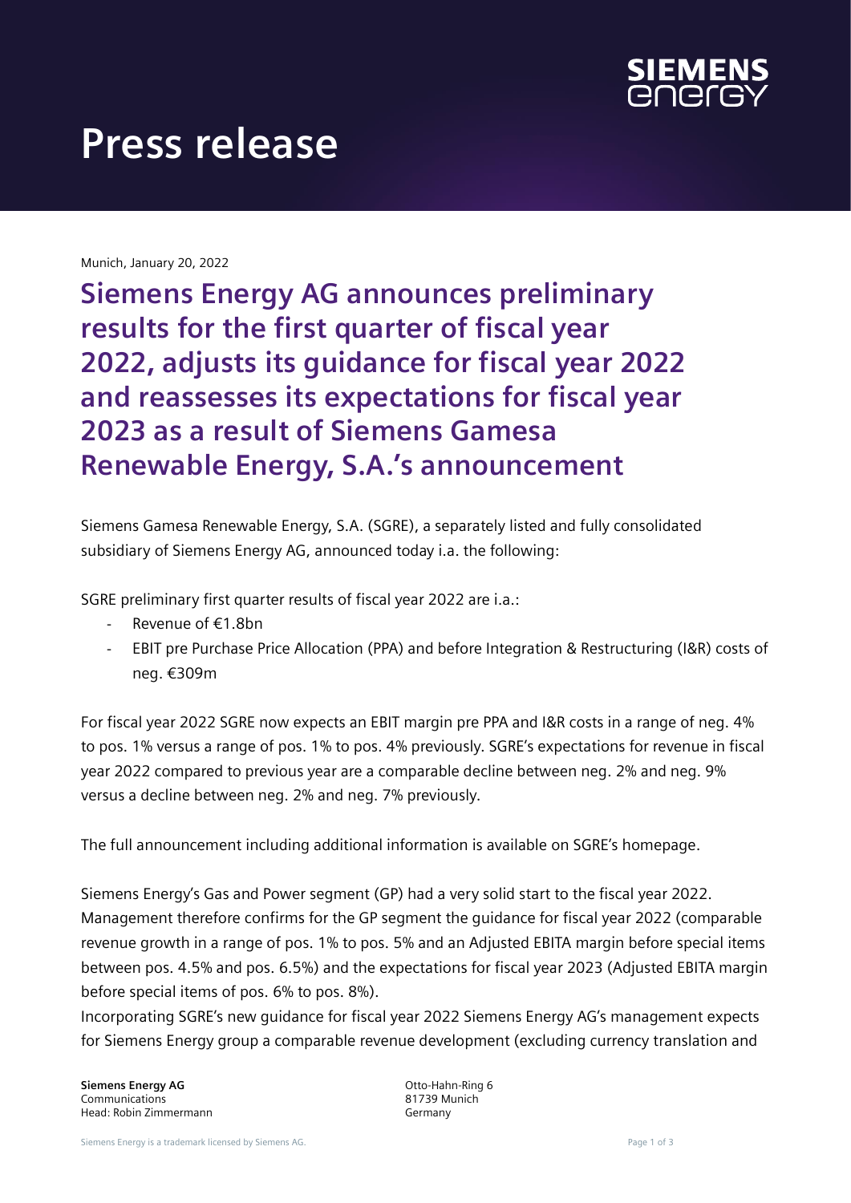# Press release

Munich, January 20, 2022

## Siemens Energy AG announces preliminary results for the first quarter of fiscal year 2022, adjusts its guidance for fiscal year 2022 and reassesses its expectations for fiscal year 2023 as a result of Siemens Gamesa Renewable Energy, S.A.'s announcement

Siemens Gamesa Renewable Energy, S.A. (SGRE), a separately listed and fully consolidated subsidiary of Siemens Energy AG, announced today i.a. the following:

SGRE preliminary first quarter results of fiscal year 2022 are i.a.:

- Revenue of €1.8bn
- EBIT pre Purchase Price Allocation (PPA) and before Integration & Restructuring (I&R) costs of neg. €309m

For fiscal year 2022 SGRE now expects an EBIT margin pre PPA and I&R costs in a range of neg. 4% to pos. 1% versus a range of pos. 1% to pos. 4% previously. SGRE's expectations for revenue in fiscal year 2022 compared to previous year are a comparable decline between neg. 2% and neg. 9% versus a decline between neg. 2% and neg. 7% previously.

The full announcement including additional information is available on SGRE's homepage.

Siemens Energy's Gas and Power segment (GP) had a very solid start to the fiscal year 2022. Management therefore confirms for the GP segment the guidance for fiscal year 2022 (comparable revenue growth in a range of pos. 1% to pos. 5% and an Adjusted EBITA margin before special items between pos. 4.5% and pos. 6.5%) and the expectations for fiscal year 2023 (Adjusted EBITA margin before special items of pos. 6% to pos. 8%).

Incorporating SGRE's new guidance for fiscal year 2022 Siemens Energy AG's management expects for Siemens Energy group a comparable revenue development (excluding currency translation and

**Siemens Energy AG**
Communications
Head: Robin Zimmermann

Otto-Hahn-Ring 6
81739 Munich
Germany

Siemens Energy is a trademark licensed by Siemens AG.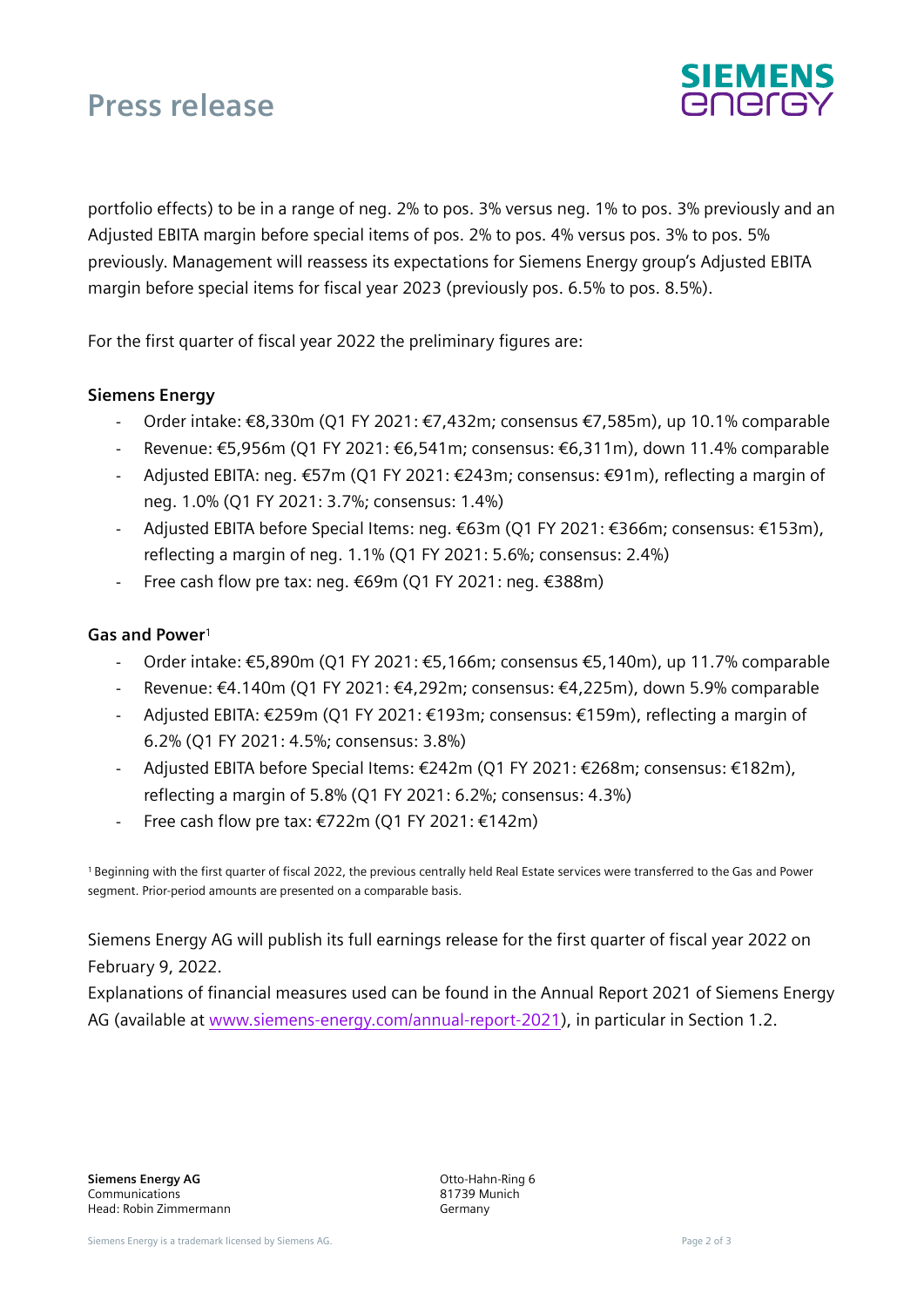portfolio effects) to be in a range of neg. 2% to pos. 3% versus neg. 1% to pos. 3% previously and an Adjusted EBITA margin before special items of pos. 2% to pos. 4% versus pos. 3% to pos. 5% previously. Management will reassess its expectations for Siemens Energy group's Adjusted EBITA margin before special items for fiscal year 2023 (previously pos. 6.5% to pos. 8.5%).

For the first quarter of fiscal year 2022 the preliminary figures are:

**Siemens Energy**

- Order intake: €8,330m (Q1 FY 2021: €7,432m; consensus €7,585m), up 10.1% comparable
- Revenue: €5,956m (Q1 FY 2021: €6,541m; consensus: €6,311m), down 11.4% comparable
- Adjusted EBITA: neg. €57m (Q1 FY 2021: €243m; consensus: €91m), reflecting a margin of neg. 1.0% (Q1 FY 2021: 3.7%; consensus: 1.4%)
- Adjusted EBITA before Special Items: neg. €63m (Q1 FY 2021: €366m; consensus: €153m), reflecting a margin of neg. 1.1% (Q1 FY 2021: 5.6%; consensus: 2.4%)
- Free cash flow pre tax: neg. €69m (Q1 FY 2021: neg. €388m)

**Gas and Power**[1]

- Order intake: €5,890m (Q1 FY 2021: €5,166m; consensus €5,140m), up 11.7% comparable
- Revenue: €4.140m (Q1 FY 2021: €4,292m; consensus: €4,225m), down 5.9% comparable
- Adjusted EBITA: €259m (Q1 FY 2021: €193m; consensus: €159m), reflecting a margin of 6.2% (Q1 FY 2021: 4.5%; consensus: 3.8%)
- Adjusted EBITA before Special Items: €242m (Q1 FY 2021: €268m; consensus: €182m), reflecting a margin of 5.8% (Q1 FY 2021: 6.2%; consensus: 4.3%)
- Free cash flow pre tax: €722m (Q1 FY 2021: €142m)

[1] Beginning with the first quarter of fiscal 2022, the previous centrally held Real Estate services were transferred to the Gas and Power segment. Prior-period amounts are presented on a comparable basis.

Siemens Energy AG will publish its full earnings release for the first quarter of fiscal year 2022 on February 9, 2022.
Explanations of financial measures used can be found in the Annual Report 2021 of Siemens Energy AG (available at www.siemens-energy.com/annual-report-2021), in particular in Section 1.2.

**Siemens Energy AG**
Communications
Head: Robin Zimmermann

Otto-Hahn-Ring 6
81739 Munich
Germany

Siemens Energy is a trademark licensed by Siemens AG.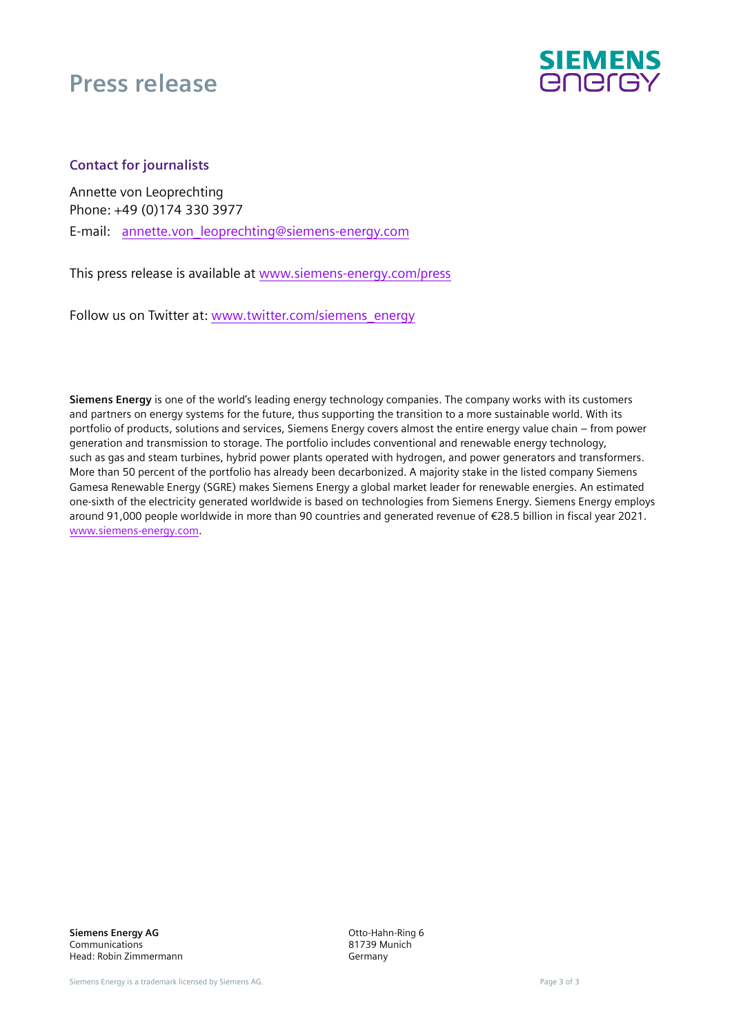# Press release

### Contact for journalists

Annette von Leoprechting
Phone: +49 (0)174 330 3977
E-mail: annette.von_leoprechting@siemens-energy.com

This press release is available at www.siemens-energy.com/press

Follow us on Twitter at: www.twitter.com/siemens_energy

**Siemens Energy** is one of the world's leading energy technology companies. The company works with its customers and partners on energy systems for the future, thus supporting the transition to a more sustainable world. With its portfolio of products, solutions and services, Siemens Energy covers almost the entire energy value chain – from power generation and transmission to storage. The portfolio includes conventional and renewable energy technology, such as gas and steam turbines, hybrid power plants operated with hydrogen, and power generators and transformers. More than 50 percent of the portfolio has already been decarbonized. A majority stake in the listed company Siemens Gamesa Renewable Energy (SGRE) makes Siemens Energy a global market leader for renewable energies. An estimated one-sixth of the electricity generated worldwide is based on technologies from Siemens Energy. Siemens Energy employs around 91,000 people worldwide in more than 90 countries and generated revenue of €28.5 billion in fiscal year 2021. www.siemens-energy.com.

**Siemens Energy AG**
Communications
Head: Robin Zimmermann

Otto-Hahn-Ring 6
81739 Munich
Germany

Siemens Energy is a trademark licensed by Siemens AG.